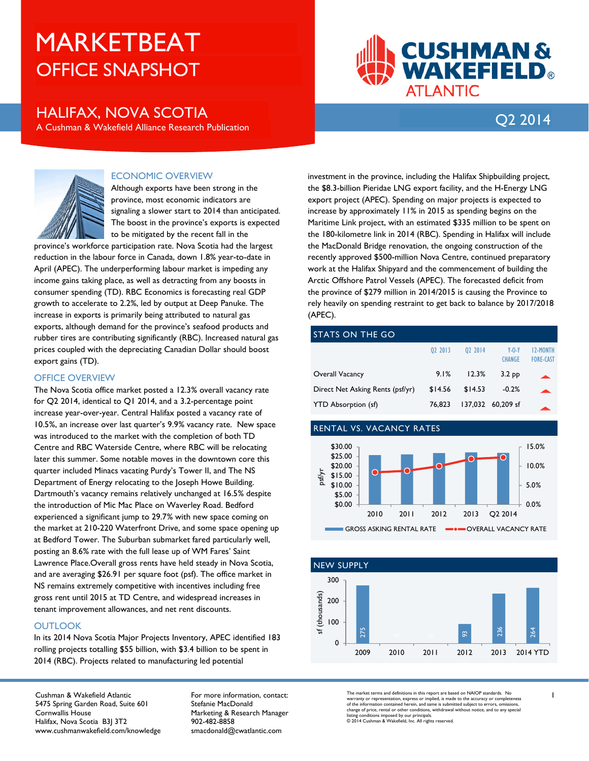# MARKETBEAT
## OFFICE SNAPSHOT

# HALIFAX, NOVA SCOTIA

A Cushman & Wakefield Alliance Research Publication

CUSHMAN & WAKEFIELD® ATLANTIC

Q2 2014

## ECONOMIC OVERVIEW

Although exports have been strong in the province, most economic indicators are signaling a slower start to 2014 than anticipated. The boost in the province's exports is expected to be mitigated by the recent fall in the province's workforce participation rate. Nova Scotia had the largest reduction in the labour force in Canada, down 1.8% year-to-date in April (APEC). The underperforming labour market is impeding any income gains taking place, as well as detracting from any boosts in consumer spending (TD). RBC Economics is forecasting real GDP growth to accelerate to 2.2%, led by output at Deep Panuke. The increase in exports is primarily being attributed to natural gas exports, although demand for the province's seafood products and rubber tires are contributing significantly (RBC). Increased natural gas prices coupled with the depreciating Canadian Dollar should boost export gains (TD).

## OFFICE OVERVIEW

The Nova Scotia office market posted a 12.3% overall vacancy rate for Q2 2014, identical to Q1 2014, and a 3.2-percentage point increase year-over-year. Central Halifax posted a vacancy rate of 10.5%, an increase over last quarter's 9.9% vacancy rate. New space was introduced to the market with the completion of both TD Centre and RBC Waterside Centre, where RBC will be relocating later this summer. Some notable moves in the downtown core this quarter included Minacs vacating Purdy's Tower II, and The NS Department of Energy relocating to the Joseph Howe Building. Dartmouth's vacancy remains relatively unchanged at 16.5% despite the introduction of Mic Mac Place on Waverley Road. Bedford experienced a significant jump to 29.7% with new space coming on the market at 210-220 Waterfront Drive, and some space opening up at Bedford Tower. The Suburban submarket fared particularly well, posting an 8.6% rate with the full lease up of WM Fares' Saint Lawrence Place.Overall gross rents have held steady in Nova Scotia, and are averaging $26.91 per square foot (psf). The office market in NS remains extremely competitive with incentives including free gross rent until 2015 at TD Centre, and widespread increases in tenant improvement allowances, and net rent discounts.

## OUTLOOK

In its 2014 Nova Scotia Major Projects Inventory, APEC identified 183 rolling projects totalling $55 billion, with $3.4 billion to be spent in 2014 (RBC). Projects related to manufacturing led potential investment in the province, including the Halifax Shipbuilding project, the $8.3-billion Pieridae LNG export facility, and the H-Energy LNG export project (APEC). Spending on major projects is expected to increase by approximately 11% in 2015 as spending begins on the Maritime Link project, with an estimated $335 million to be spent on the 180-kilometre link in 2014 (RBC). Spending in Halifax will include the MacDonald Bridge renovation, the ongoing construction of the recently approved $500-million Nova Centre, continued preparatory work at the Halifax Shipyard and the commencement of building the Arctic Offshore Patrol Vessels (APEC). The forecasted deficit from the province of $279 million in 2014/2015 is causing the Province to rely heavily on spending restraint to get back to balance by 2017/2018 (APEC).

## STATS ON THE GO

| | Q2 2013 | Q2 2014 | Y-O-Y CHANGE | 12-MONTH FORE-CAST |
|---|---|---|---|---|
| Overall Vacancy | 9.1% | 12.3% | 3.2 pp | ▲ |
| Direct Net Asking Rents (psf/yr) | $14.56 | $14.53 | -0.2% | ▲ |
| YTD Absorption (sf) | 76,823 | 137,032 | 60,209 sf | ▲ |

## RENTAL VS. VACANCY RATES

Chart: GROSS ASKING RENTAL RATE (psf/yr, $0.00–$30.00) and OVERALL VACANCY RATE (0.0%–15.0%) for 2010, 2011, 2012, 2013, Q2 2014.

## NEW SUPPLY

| Year | sf (thousands) |
|---|---|
| 2009 | 275 |
| 2010 | 0 |
| 2011 | 0 |
| 2012 | 93 |
| 2013 | 236 |
| 2014 YTD | 264 |

Cushman & Wakefield Atlantic
5475 Spring Garden Road, Suite 601
Cornwallis House
Halifax, Nova Scotia B3J 3T2
www.cushmanwakefield.com/knowledge

For more information, contact:
Stefanie MacDonald
Marketing & Research Manager
902-482-8858
smacdonald@cwatlantic.com

The market terms and definitions in this report are based on NAIOP standards. No warranty or representation, express or implied, is made to the accuracy or completeness of the information contained herein, and same is submitted subject to errors, omissions, change of price, rental or other conditions, withdrawal without notice, and to any special listing conditions imposed by our principals.
© 2014 Cushman & Wakefield, Inc. All rights reserved.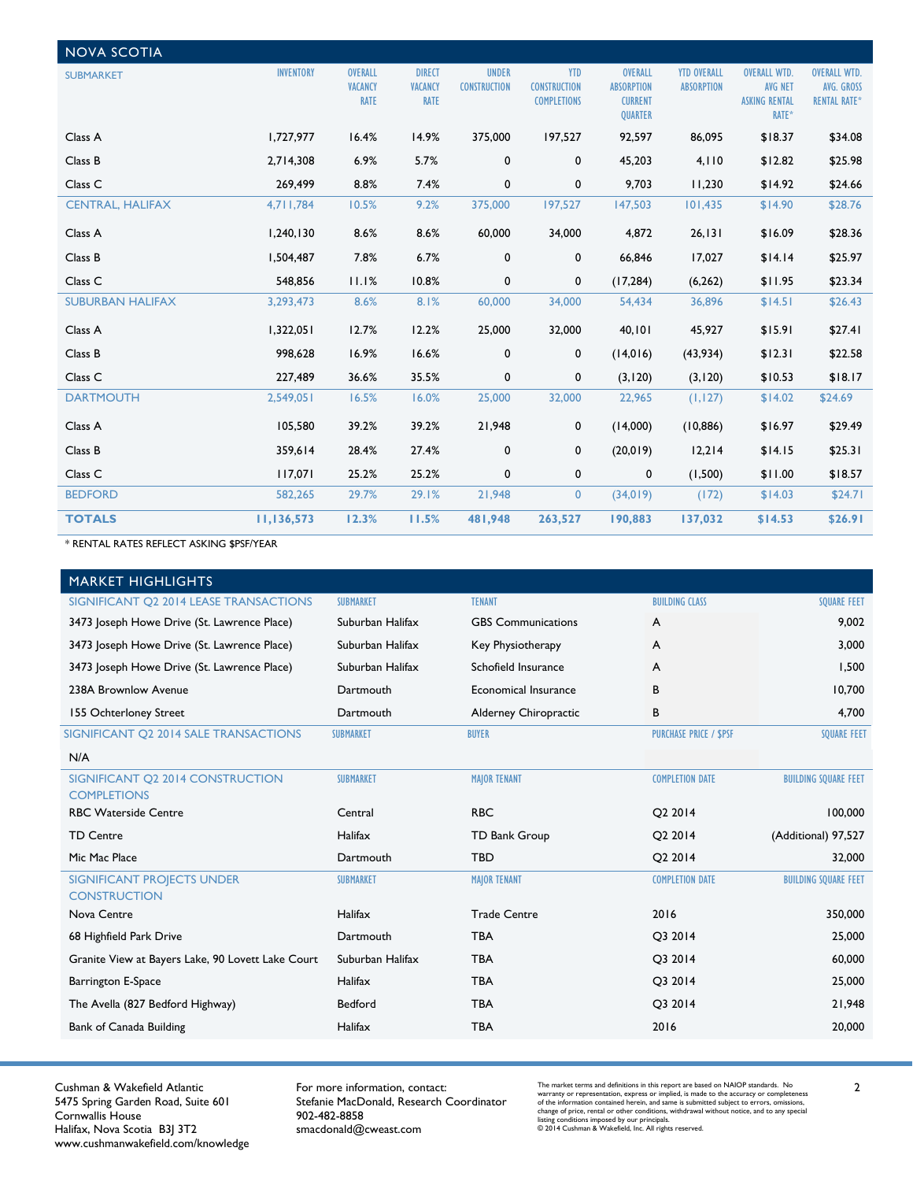## NOVA SCOTIA

| SUBMARKET | INVENTORY | OVERALL VACANCY RATE | DIRECT VACANCY RATE | UNDER CONSTRUCTION | YTD CONSTRUCTION COMPLETIONS | OVERALL ABSORPTION CURRENT QUARTER | YTD OVERALL ABSORPTION | OVERALL WTD. AVG NET ASKING RENTAL RATE* | OVERALL WTD. AVG. GROSS RENTAL RATE* |
|---|---|---|---|---|---|---|---|---|---|
| Class A | 1,727,977 | 16.4% | 14.9% | 375,000 | 197,527 | 92,597 | 86,095 | $18.37 | $34.08 |
| Class B | 2,714,308 | 6.9% | 5.7% | 0 | 0 | 45,203 | 4,110 | $12.82 | $25.98 |
| Class C | 269,499 | 8.8% | 7.4% | 0 | 0 | 9,703 | 11,230 | $14.92 | $24.66 |
| CENTRAL, HALIFAX | 4,711,784 | 10.5% | 9.2% | 375,000 | 197,527 | 147,503 | 101,435 | $14.90 | $28.76 |
| Class A | 1,240,130 | 8.6% | 8.6% | 60,000 | 34,000 | 4,872 | 26,131 | $16.09 | $28.36 |
| Class B | 1,504,487 | 7.8% | 6.7% | 0 | 0 | 66,846 | 17,027 | $14.14 | $25.97 |
| Class C | 548,856 | 11.1% | 10.8% | 0 | 0 | (17,284) | (6,262) | $11.95 | $23.34 |
| SUBURBAN HALIFAX | 3,293,473 | 8.6% | 8.1% | 60,000 | 34,000 | 54,434 | 36,896 | $14.51 | $26.43 |
| Class A | 1,322,051 | 12.7% | 12.2% | 25,000 | 32,000 | 40,101 | 45,927 | $15.91 | $27.41 |
| Class B | 998,628 | 16.9% | 16.6% | 0 | 0 | (14,016) | (43,934) | $12.31 | $22.58 |
| Class C | 227,489 | 36.6% | 35.5% | 0 | 0 | (3,120) | (3,120) | $10.53 | $18.17 |
| DARTMOUTH | 2,549,051 | 16.5% | 16.0% | 25,000 | 32,000 | 22,965 | (1,127) | $14.02 | $24.69 |
| Class A | 105,580 | 39.2% | 39.2% | 21,948 | 0 | (14,000) | (10,886) | $16.97 | $29.49 |
| Class B | 359,614 | 28.4% | 27.4% | 0 | 0 | (20,019) | 12,214 | $14.15 | $25.31 |
| Class C | 117,071 | 25.2% | 25.2% | 0 | 0 | 0 | (1,500) | $11.00 | $18.57 |
| BEDFORD | 582,265 | 29.7% | 29.1% | 21,948 | 0 | (34,019) | (172) | $14.03 | $24.71 |
| **TOTALS** | **11,136,573** | **12.3%** | **11.5%** | **481,948** | **263,527** | **190,883** | **137,032** | **$14.53** | **$26.91** |

* RENTAL RATES REFLECT ASKING $PSF/YEAR

## MARKET HIGHLIGHTS

| SIGNIFICANT Q2 2014 LEASE TRANSACTIONS | SUBMARKET | TENANT | BUILDING CLASS | SQUARE FEET |
|---|---|---|---|---|
| 3473 Joseph Howe Drive (St. Lawrence Place) | Suburban Halifax | GBS Communications | A | 9,002 |
| 3473 Joseph Howe Drive (St. Lawrence Place) | Suburban Halifax | Key Physiotherapy | A | 3,000 |
| 3473 Joseph Howe Drive (St. Lawrence Place) | Suburban Halifax | Schofield Insurance | A | 1,500 |
| 238A Brownlow Avenue | Dartmouth | Economical Insurance | B | 10,700 |
| 155 Ochterloney Street | Dartmouth | Alderney Chiropractic | B | 4,700 |

| SIGNIFICANT Q2 2014 SALE TRANSACTIONS | SUBMARKET | BUYER | PURCHASE PRICE / $PSF | SQUARE FEET |
|---|---|---|---|---|
| N/A | | | | |

| SIGNIFICANT Q2 2014 CONSTRUCTION COMPLETIONS | SUBMARKET | MAJOR TENANT | COMPLETION DATE | BUILDING SQUARE FEET |
|---|---|---|---|---|
| RBC Waterside Centre | Central | RBC | Q2 2014 | 100,000 |
| TD Centre | Halifax | TD Bank Group | Q2 2014 | (Additional) 97,527 |
| Mic Mac Place | Dartmouth | TBD | Q2 2014 | 32,000 |

| SIGNIFICANT PROJECTS UNDER CONSTRUCTION | SUBMARKET | MAJOR TENANT | COMPLETION DATE | BUILDING SQUARE FEET |
|---|---|---|---|---|
| Nova Centre | Halifax | Trade Centre | 2016 | 350,000 |
| 68 Highfield Park Drive | Dartmouth | TBA | Q3 2014 | 25,000 |
| Granite View at Bayers Lake, 90 Lovett Lake Court | Suburban Halifax | TBA | Q3 2014 | 60,000 |
| Barrington E-Space | Halifax | TBA | Q3 2014 | 25,000 |
| The Avella (827 Bedford Highway) | Bedford | TBA | Q3 2014 | 21,948 |
| Bank of Canada Building | Halifax | TBA | 2016 | 20,000 |

Cushman & Wakefield Atlantic
5475 Spring Garden Road, Suite 601
Cornwallis House
Halifax, Nova Scotia B3J 3T2
www.cushmanwakefield.com/knowledge

For more information, contact:
Stefanie MacDonald, Research Coordinator
902-482-8858
smacdonald@cweast.com

The market terms and definitions in this report are based on NAIOP standards. No warranty or representation, express or implied, is made to the accuracy or completeness of the information contained herein, and same is submitted subject to errors, omissions, change of price, rental or other conditions, withdrawal without notice, and to any special listing conditions imposed by our principals.
© 2014 Cushman & Wakefield, Inc. All rights reserved.